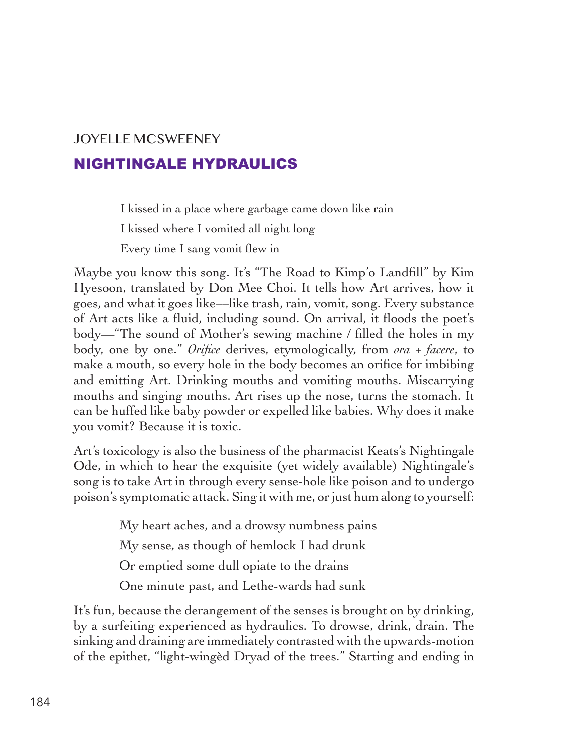JOYELLE MCSWEENEY

# NIGHTINGALE HYDRAULICS

> I kissed in a place where garbage came down like rain
>
> I kissed where I vomited all night long
>
> Every time I sang vomit flew in

Maybe you know this song. It's "The Road to Kimp'o Landfill" by Kim Hyesoon, translated by Don Mee Choi. It tells how Art arrives, how it goes, and what it goes like—like trash, rain, vomit, song. Every substance of Art acts like a fluid, including sound. On arrival, it floods the poet's body—"The sound of Mother's sewing machine / filled the holes in my body, one by one." *Orifice* derives, etymologically, from *ora + facere*, to make a mouth, so every hole in the body becomes an orifice for imbibing and emitting Art. Drinking mouths and vomiting mouths. Miscarrying mouths and singing mouths. Art rises up the nose, turns the stomach. It can be huffed like baby powder or expelled like babies. Why does it make you vomit? Because it is toxic.

Art's toxicology is also the business of the pharmacist Keats's Nightingale Ode, in which to hear the exquisite (yet widely available) Nightingale's song is to take Art in through every sense-hole like poison and to undergo poison's symptomatic attack. Sing it with me, or just hum along to yourself:

> My heart aches, and a drowsy numbness pains
>
> My sense, as though of hemlock I had drunk
>
> Or emptied some dull opiate to the drains
>
> One minute past, and Lethe-wards had sunk

It's fun, because the derangement of the senses is brought on by drinking, by a surfeiting experienced as hydraulics. To drowse, drink, drain. The sinking and draining are immediately contrasted with the upwards-motion of the epithet, "light-wingèd Dryad of the trees." Starting and ending in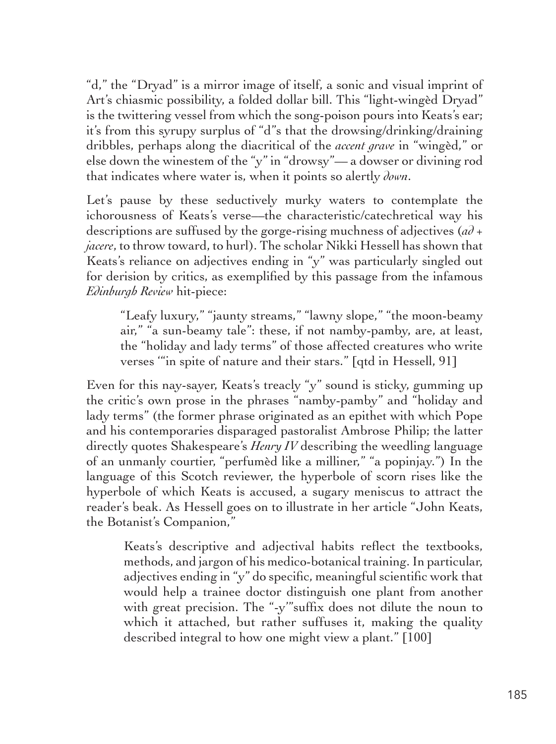"d," the "Dryad" is a mirror image of itself, a sonic and visual imprint of Art's chiasmic possibility, a folded dollar bill. This "light-wingèd Dryad" is the twittering vessel from which the song-poison pours into Keats's ear; it's from this syrupy surplus of "d"s that the drowsing/drinking/draining dribbles, perhaps along the diacritical of the *accent grave* in "wingèd," or else down the winestem of the "y" in "drowsy"— a dowser or divining rod that indicates where water is, when it points so alertly *down*.

Let's pause by these seductively murky waters to contemplate the ichorousness of Keats's verse—the characteristic/catechretical way his descriptions are suffused by the gorge-rising muchness of adjectives (*ad* + *jacere*, to throw toward, to hurl). The scholar Nikki Hessell has shown that Keats's reliance on adjectives ending in "y" was particularly singled out for derision by critics, as exemplified by this passage from the infamous *Edinburgh Review* hit-piece:

> "Leafy luxury," "jaunty streams," "lawny slope," "the moon-beamy air," "a sun-beamy tale": these, if not namby-pamby, are, at least, the "holiday and lady terms" of those affected creatures who write verses '"in spite of nature and their stars." [qtd in Hessell, 91]

Even for this nay-sayer, Keats's treacly "y" sound is sticky, gumming up the critic's own prose in the phrases "namby-pamby" and "holiday and lady terms" (the former phrase originated as an epithet with which Pope and his contemporaries disparaged pastoralist Ambrose Philip; the latter directly quotes Shakespeare's *Henry IV* describing the weedling language of an unmanly courtier, "perfumèd like a milliner," "a popinjay.") In the language of this Scotch reviewer, the hyperbole of scorn rises like the hyperbole of which Keats is accused, a sugary meniscus to attract the reader's beak. As Hessell goes on to illustrate in her article "John Keats, the Botanist's Companion,"

> Keats's descriptive and adjectival habits reflect the textbooks, methods, and jargon of his medico-botanical training. In particular, adjectives ending in "y" do specific, meaningful scientific work that would help a trainee doctor distinguish one plant from another with great precision. The "-y'"suffix does not dilute the noun to which it attached, but rather suffuses it, making the quality described integral to how one might view a plant." [100]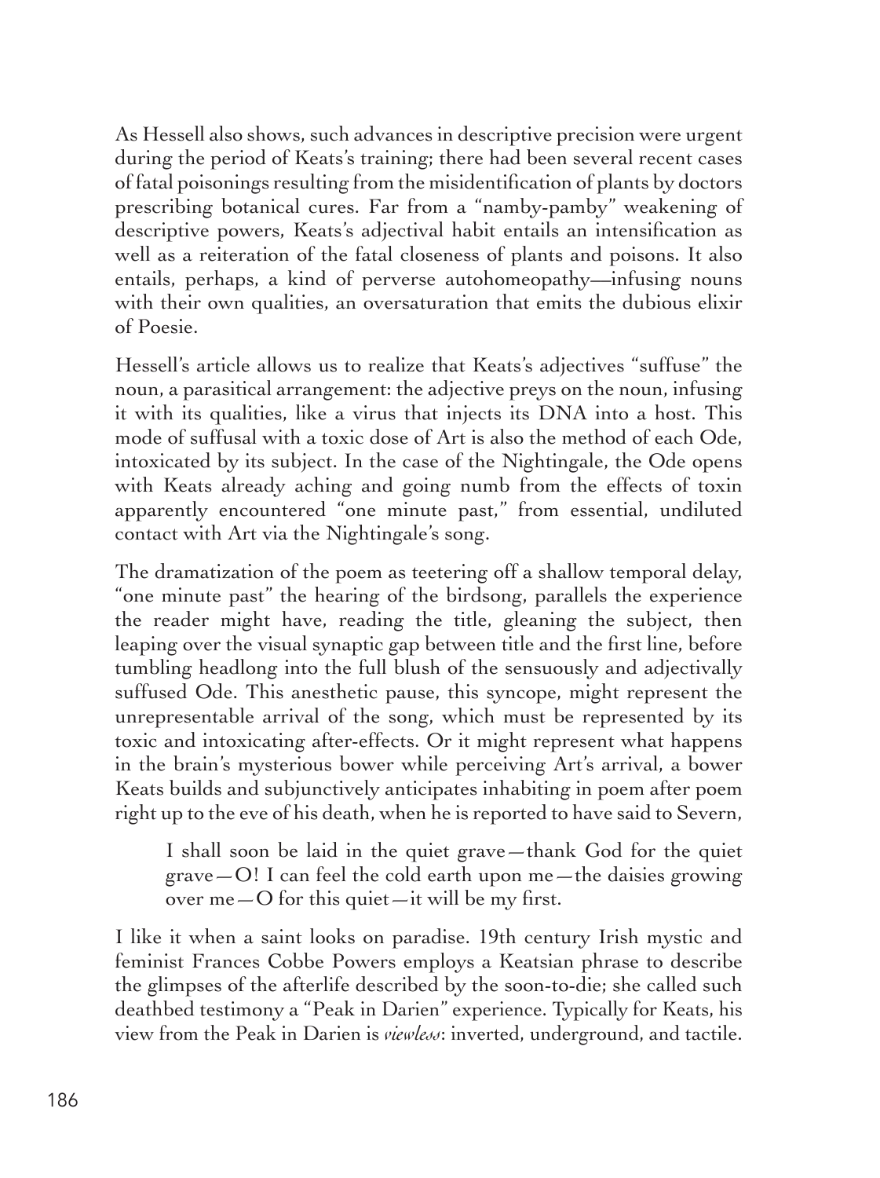As Hessell also shows, such advances in descriptive precision were urgent during the period of Keats's training; there had been several recent cases of fatal poisonings resulting from the misidentification of plants by doctors prescribing botanical cures. Far from a "namby-pamby" weakening of descriptive powers, Keats's adjectival habit entails an intensification as well as a reiteration of the fatal closeness of plants and poisons. It also entails, perhaps, a kind of perverse autohomeopathy—infusing nouns with their own qualities, an oversaturation that emits the dubious elixir of Poesie.

Hessell's article allows us to realize that Keats's adjectives "suffuse" the noun, a parasitical arrangement: the adjective preys on the noun, infusing it with its qualities, like a virus that injects its DNA into a host. This mode of suffusal with a toxic dose of Art is also the method of each Ode, intoxicated by its subject. In the case of the Nightingale, the Ode opens with Keats already aching and going numb from the effects of toxin apparently encountered "one minute past," from essential, undiluted contact with Art via the Nightingale's song.

The dramatization of the poem as teetering off a shallow temporal delay, "one minute past" the hearing of the birdsong, parallels the experience the reader might have, reading the title, gleaning the subject, then leaping over the visual synaptic gap between title and the first line, before tumbling headlong into the full blush of the sensuously and adjectivally suffused Ode. This anesthetic pause, this syncope, might represent the unrepresentable arrival of the song, which must be represented by its toxic and intoxicating after-effects. Or it might represent what happens in the brain's mysterious bower while perceiving Art's arrival, a bower Keats builds and subjunctively anticipates inhabiting in poem after poem right up to the eve of his death, when he is reported to have said to Severn,

> I shall soon be laid in the quiet grave—thank God for the quiet grave—O! I can feel the cold earth upon me—the daisies growing over me—O for this quiet—it will be my first.

I like it when a saint looks on paradise. 19th century Irish mystic and feminist Frances Cobbe Powers employs a Keatsian phrase to describe the glimpses of the afterlife described by the soon-to-die; she called such deathbed testimony a "Peak in Darien" experience. Typically for Keats, his view from the Peak in Darien is *viewless*: inverted, underground, and tactile.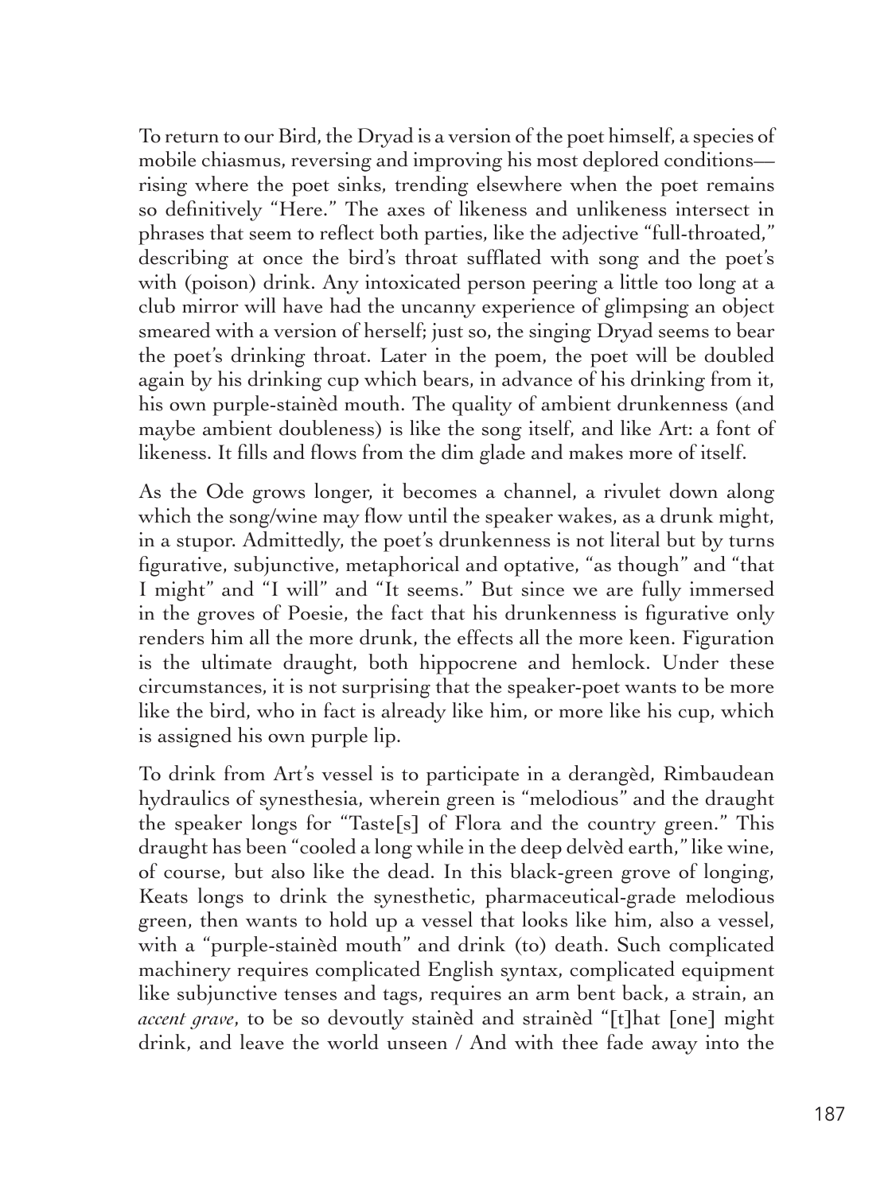To return to our Bird, the Dryad is a version of the poet himself, a species of mobile chiasmus, reversing and improving his most deplored conditions—rising where the poet sinks, trending elsewhere when the poet remains so definitively "Here." The axes of likeness and unlikeness intersect in phrases that seem to reflect both parties, like the adjective "full-throated," describing at once the bird's throat sufflated with song and the poet's with (poison) drink. Any intoxicated person peering a little too long at a club mirror will have had the uncanny experience of glimpsing an object smeared with a version of herself; just so, the singing Dryad seems to bear the poet's drinking throat. Later in the poem, the poet will be doubled again by his drinking cup which bears, in advance of his drinking from it, his own purple-stainèd mouth. The quality of ambient drunkenness (and maybe ambient doubleness) is like the song itself, and like Art: a font of likeness. It fills and flows from the dim glade and makes more of itself.

As the Ode grows longer, it becomes a channel, a rivulet down along which the song/wine may flow until the speaker wakes, as a drunk might, in a stupor. Admittedly, the poet's drunkenness is not literal but by turns figurative, subjunctive, metaphorical and optative, "as though" and "that I might" and "I will" and "It seems." But since we are fully immersed in the groves of Poesie, the fact that his drunkenness is figurative only renders him all the more drunk, the effects all the more keen. Figuration is the ultimate draught, both hippocrene and hemlock. Under these circumstances, it is not surprising that the speaker-poet wants to be more like the bird, who in fact is already like him, or more like his cup, which is assigned his own purple lip.

To drink from Art's vessel is to participate in a derangèd, Rimbaudean hydraulics of synesthesia, wherein green is "melodious" and the draught the speaker longs for "Taste[s] of Flora and the country green." This draught has been "cooled a long while in the deep delvèd earth," like wine, of course, but also like the dead. In this black-green grove of longing, Keats longs to drink the synesthetic, pharmaceutical-grade melodious green, then wants to hold up a vessel that looks like him, also a vessel, with a "purple-stainèd mouth" and drink (to) death. Such complicated machinery requires complicated English syntax, complicated equipment like subjunctive tenses and tags, requires an arm bent back, a strain, an *accent grave*, to be so devoutly stainèd and strainèd "[t]hat [one] might drink, and leave the world unseen / And with thee fade away into the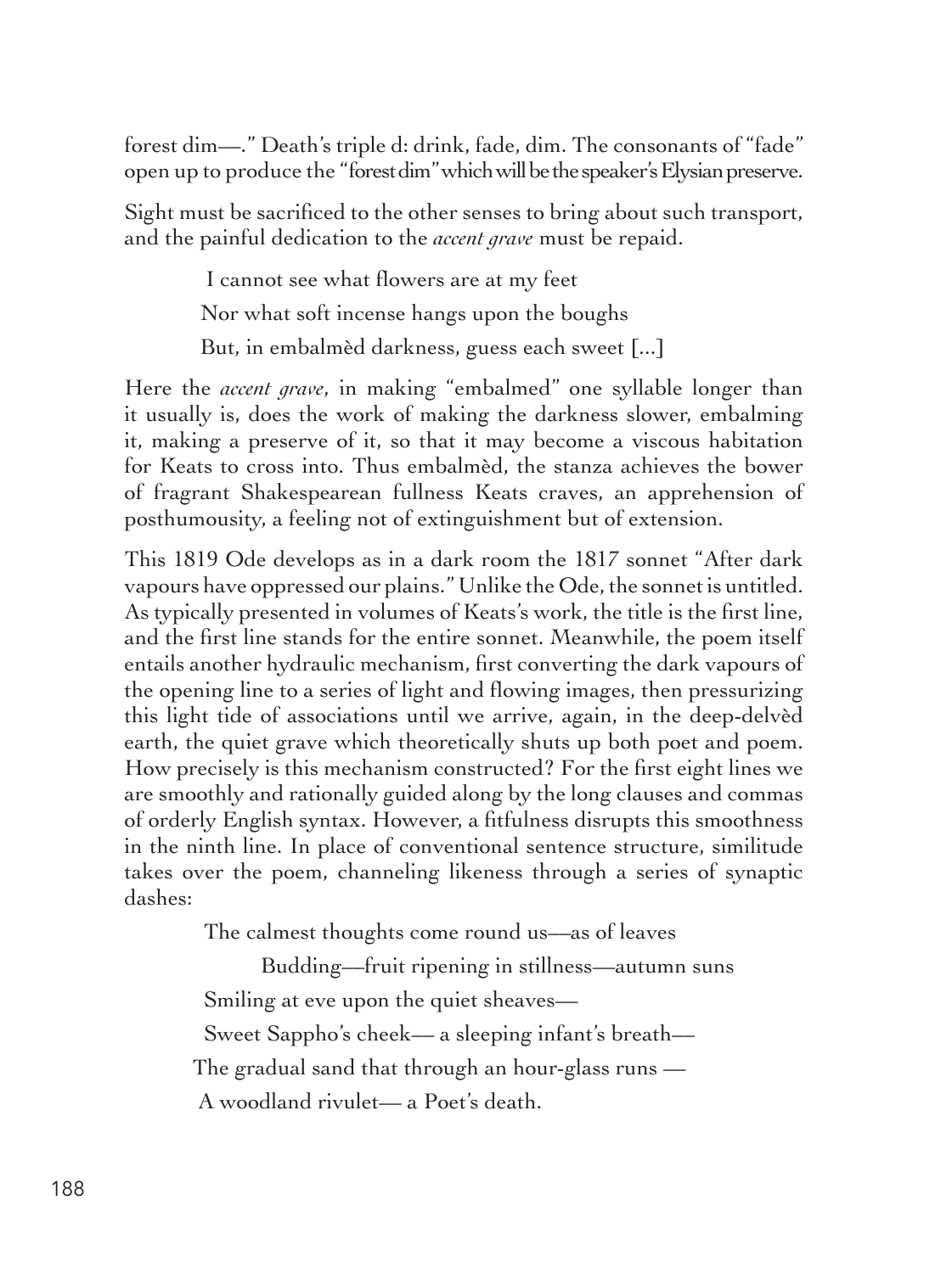forest dim—." Death's triple d: drink, fade, dim. The consonants of "fade" open up to produce the "forest dim" which will be the speaker's Elysian preserve.

Sight must be sacrificed to the other senses to bring about such transport, and the painful dedication to the *accent grave* must be repaid.

> I cannot see what flowers are at my feet
>
> Nor what soft incense hangs upon the boughs
>
> But, in embalmèd darkness, guess each sweet [...]

Here the *accent grave*, in making "embalmed" one syllable longer than it usually is, does the work of making the darkness slower, embalming it, making a preserve of it, so that it may become a viscous habitation for Keats to cross into. Thus embalmèd, the stanza achieves the bower of fragrant Shakespearean fullness Keats craves, an apprehension of posthumousity, a feeling not of extinguishment but of extension.

This 1819 Ode develops as in a dark room the 1817 sonnet "After dark vapours have oppressed our plains." Unlike the Ode, the sonnet is untitled. As typically presented in volumes of Keats's work, the title is the first line, and the first line stands for the entire sonnet. Meanwhile, the poem itself entails another hydraulic mechanism, first converting the dark vapours of the opening line to a series of light and flowing images, then pressurizing this light tide of associations until we arrive, again, in the deep-delvèd earth, the quiet grave which theoretically shuts up both poet and poem. How precisely is this mechanism constructed? For the first eight lines we are smoothly and rationally guided along by the long clauses and commas of orderly English syntax. However, a fitfulness disrupts this smoothness in the ninth line. In place of conventional sentence structure, similitude takes over the poem, channeling likeness through a series of synaptic dashes:

> The calmest thoughts come round us—as of leaves
>
> Budding—fruit ripening in stillness—autumn suns
>
> Smiling at eve upon the quiet sheaves—
>
> Sweet Sappho's cheek— a sleeping infant's breath—
>
> The gradual sand that through an hour-glass runs —
>
> A woodland rivulet— a Poet's death.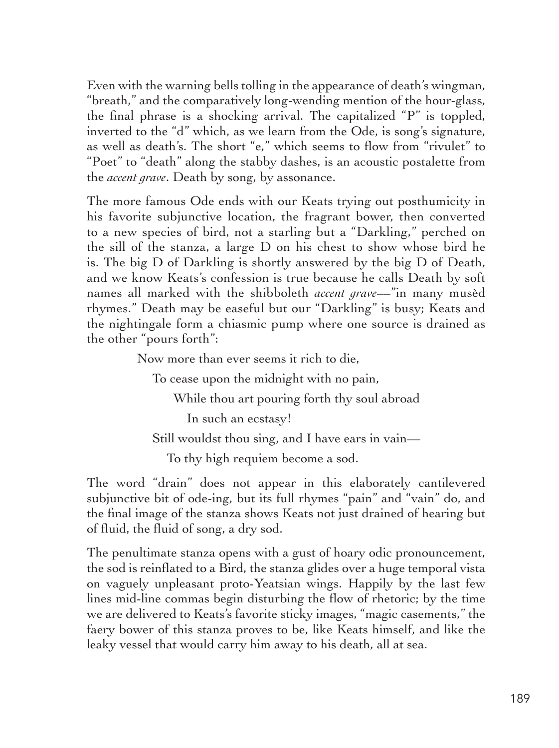Even with the warning bells tolling in the appearance of death's wingman, "breath," and the comparatively long-wending mention of the hour-glass, the final phrase is a shocking arrival. The capitalized "P" is toppled, inverted to the "d" which, as we learn from the Ode, is song's signature, as well as death's. The short "e," which seems to flow from "rivulet" to "Poet" to "death" along the stabby dashes, is an acoustic postalette from the *accent grave*. Death by song, by assonance.

The more famous Ode ends with our Keats trying out posthumicity in his favorite subjunctive location, the fragrant bower, then converted to a new species of bird, not a starling but a "Darkling," perched on the sill of the stanza, a large D on his chest to show whose bird he is. The big D of Darkling is shortly answered by the big D of Death, and we know Keats's confession is true because he calls Death by soft names all marked with the shibboleth *accent grave*—"in many musèd rhymes." Death may be easeful but our "Darkling" is busy; Keats and the nightingale form a chiasmic pump where one source is drained as the other "pours forth":

> Now more than ever seems it rich to die,
>
> To cease upon the midnight with no pain,
>
> While thou art pouring forth thy soul abroad
>
> In such an ecstasy!
>
> Still wouldst thou sing, and I have ears in vain—
>
> To thy high requiem become a sod.

The word "drain" does not appear in this elaborately cantilevered subjunctive bit of ode-ing, but its full rhymes "pain" and "vain" do, and the final image of the stanza shows Keats not just drained of hearing but of fluid, the fluid of song, a dry sod.

The penultimate stanza opens with a gust of hoary odic pronouncement, the sod is reinflated to a Bird, the stanza glides over a huge temporal vista on vaguely unpleasant proto-Yeatsian wings. Happily by the last few lines mid-line commas begin disturbing the flow of rhetoric; by the time we are delivered to Keats's favorite sticky images, "magic casements," the faery bower of this stanza proves to be, like Keats himself, and like the leaky vessel that would carry him away to his death, all at sea.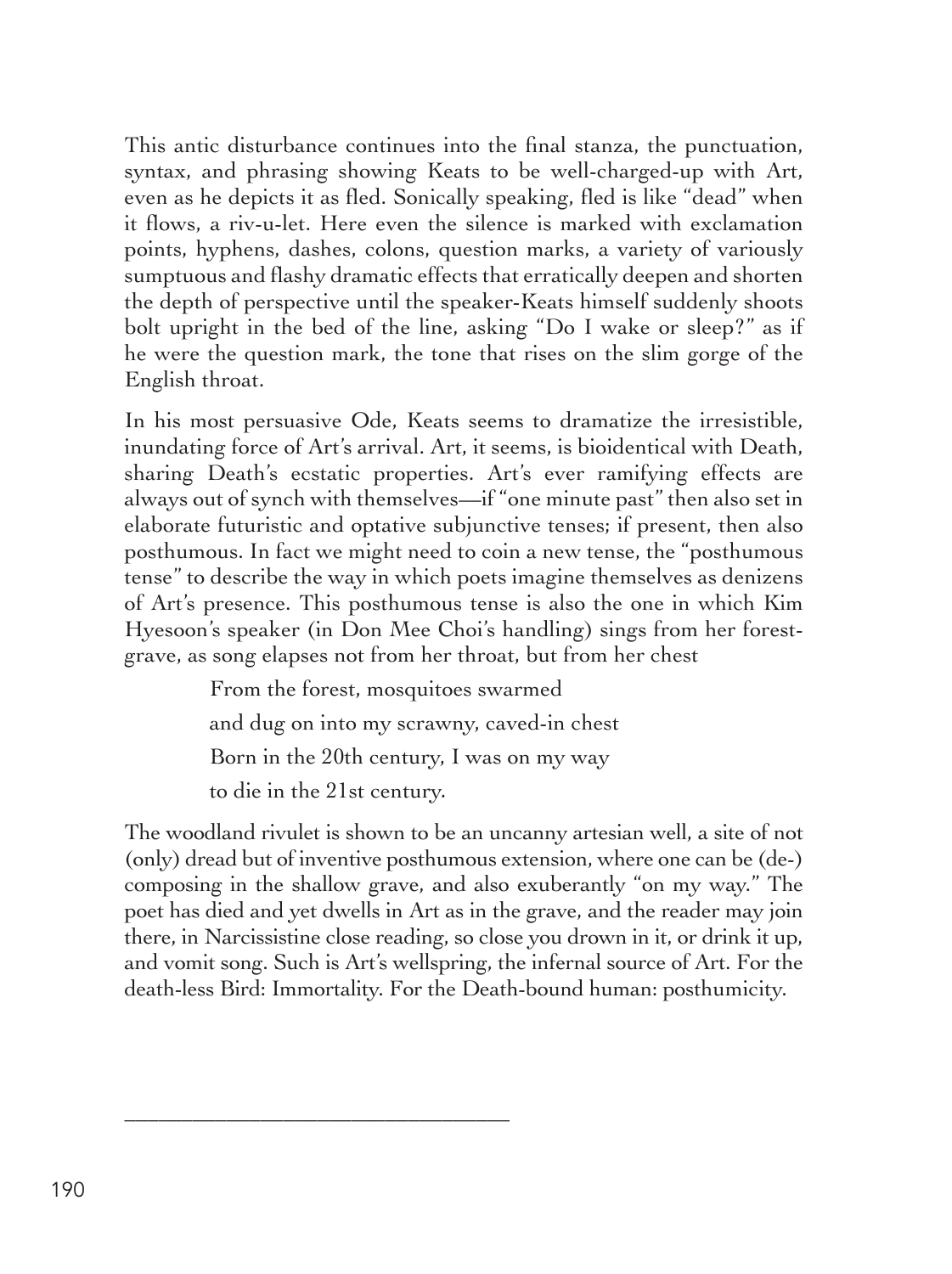This antic disturbance continues into the final stanza, the punctuation, syntax, and phrasing showing Keats to be well-charged-up with Art, even as he depicts it as fled. Sonically speaking, fled is like "dead" when it flows, a riv-u-let. Here even the silence is marked with exclamation points, hyphens, dashes, colons, question marks, a variety of variously sumptuous and flashy dramatic effects that erratically deepen and shorten the depth of perspective until the speaker-Keats himself suddenly shoots bolt upright in the bed of the line, asking "Do I wake or sleep?" as if he were the question mark, the tone that rises on the slim gorge of the English throat.

In his most persuasive Ode, Keats seems to dramatize the irresistible, inundating force of Art's arrival. Art, it seems, is bioidentical with Death, sharing Death's ecstatic properties. Art's ever ramifying effects are always out of synch with themselves—if "one minute past" then also set in elaborate futuristic and optative subjunctive tenses; if present, then also posthumous. In fact we might need to coin a new tense, the "posthumous tense" to describe the way in which poets imagine themselves as denizens of Art's presence. This posthumous tense is also the one in which Kim Hyesoon's speaker (in Don Mee Choi's handling) sings from her forest-grave, as song elapses not from her throat, but from her chest

> From the forest, mosquitoes swarmed
>
> and dug on into my scrawny, caved-in chest
>
> Born in the 20th century, I was on my way
>
> to die in the 21st century.

The woodland rivulet is shown to be an uncanny artesian well, a site of not (only) dread but of inventive posthumous extension, where one can be (de-)composing in the shallow grave, and also exuberantly "on my way." The poet has died and yet dwells in Art as in the grave, and the reader may join there, in Narcissistine close reading, so close you drown in it, or drink it up, and vomit song. Such is Art's wellspring, the infernal source of Art. For the death-less Bird: Immortality. For the Death-bound human: posthumicity.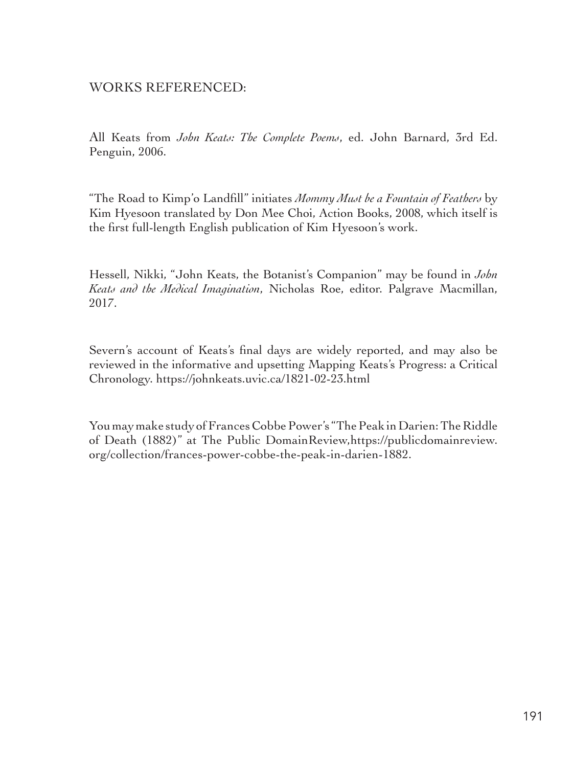## WORKS REFERENCED:

All Keats from *John Keats: The Complete Poems*, ed. John Barnard, 3rd Ed. Penguin, 2006.

"The Road to Kimp'o Landfill" initiates *Mommy Must be a Fountain of Feathers* by Kim Hyesoon translated by Don Mee Choi, Action Books, 2008, which itself is the first full-length English publication of Kim Hyesoon's work.

Hessell, Nikki, "John Keats, the Botanist's Companion" may be found in *John Keats and the Medical Imagination*, Nicholas Roe, editor. Palgrave Macmillan, 2017.

Severn's account of Keats's final days are widely reported, and may also be reviewed in the informative and upsetting Mapping Keats's Progress: a Critical Chronology. https://johnkeats.uvic.ca/1821-02-23.html

You may make study of Frances Cobbe Power's "The Peak in Darien: The Riddle of Death (1882)" at The Public DomainReview,https://publicdomainreview.org/collection/frances-power-cobbe-the-peak-in-darien-1882.